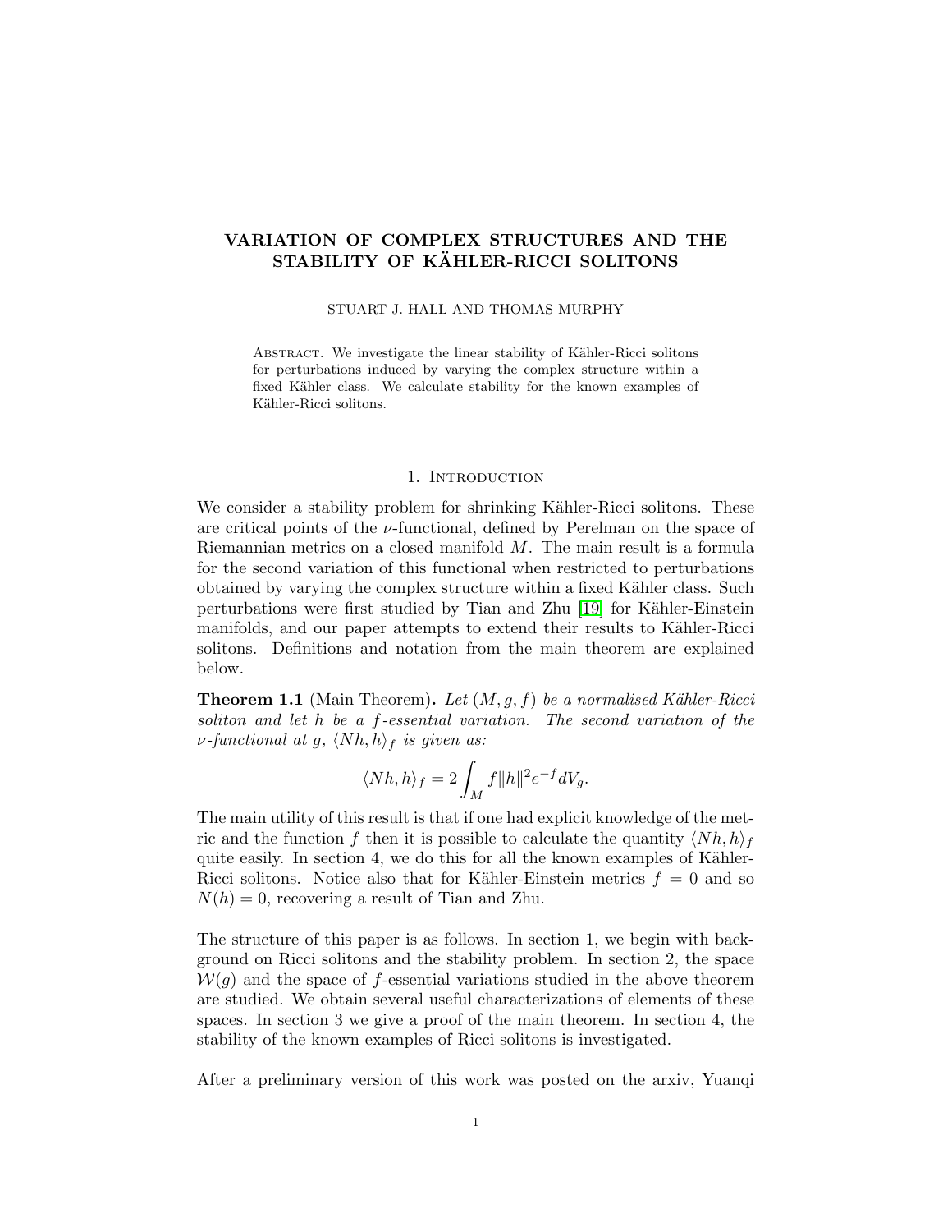# VARIATION OF COMPLEX STRUCTURES AND THE STABILITY OF KÄHLER-RICCI SOLITONS

STUART J. HALL AND THOMAS MURPHY

Abstract. We investigate the linear stability of Kähler-Ricci solitons for perturbations induced by varying the complex structure within a fixed Kähler class. We calculate stability for the known examples of Kähler-Ricci solitons.

## 1. Introduction

We consider a stability problem for shrinking Kähler-Ricci solitons. These are critical points of the $\nu$-functional, defined by Perelman on the space of Riemannian metrics on a closed manifold $M$. The main result is a formula for the second variation of this functional when restricted to perturbations obtained by varying the complex structure within a fixed Kähler class. Such perturbations were first studied by Tian and Zhu [19] for Kähler-Einstein manifolds, and our paper attempts to extend their results to Kähler-Ricci solitons. Definitions and notation from the main theorem are explained below.

**Theorem 1.1** (Main Theorem)**.** *Let $(M, g, f)$ be a normalised Kähler-Ricci soliton and let $h$ be a $f$-essential variation. The second variation of the $\nu$-functional at $g$, $\langle Nh, h\rangle_f$ is given as:*

$$\langle Nh, h\rangle_f = 2\int_M f\|h\|^2 e^{-f} dV_g.$$

The main utility of this result is that if one had explicit knowledge of the metric and the function $f$ then it is possible to calculate the quantity $\langle Nh, h\rangle_f$ quite easily. In section 4, we do this for all the known examples of Kähler-Ricci solitons. Notice also that for Kähler-Einstein metrics $f = 0$ and so $N(h) = 0$, recovering a result of Tian and Zhu.

The structure of this paper is as follows. In section 1, we begin with background on Ricci solitons and the stability problem. In section 2, the space $\mathcal{W}(g)$ and the space of $f$-essential variations studied in the above theorem are studied. We obtain several useful characterizations of elements of these spaces. In section 3 we give a proof of the main theorem. In section 4, the stability of the known examples of Ricci solitons is investigated.

After a preliminary version of this work was posted on the arxiv, Yuanqi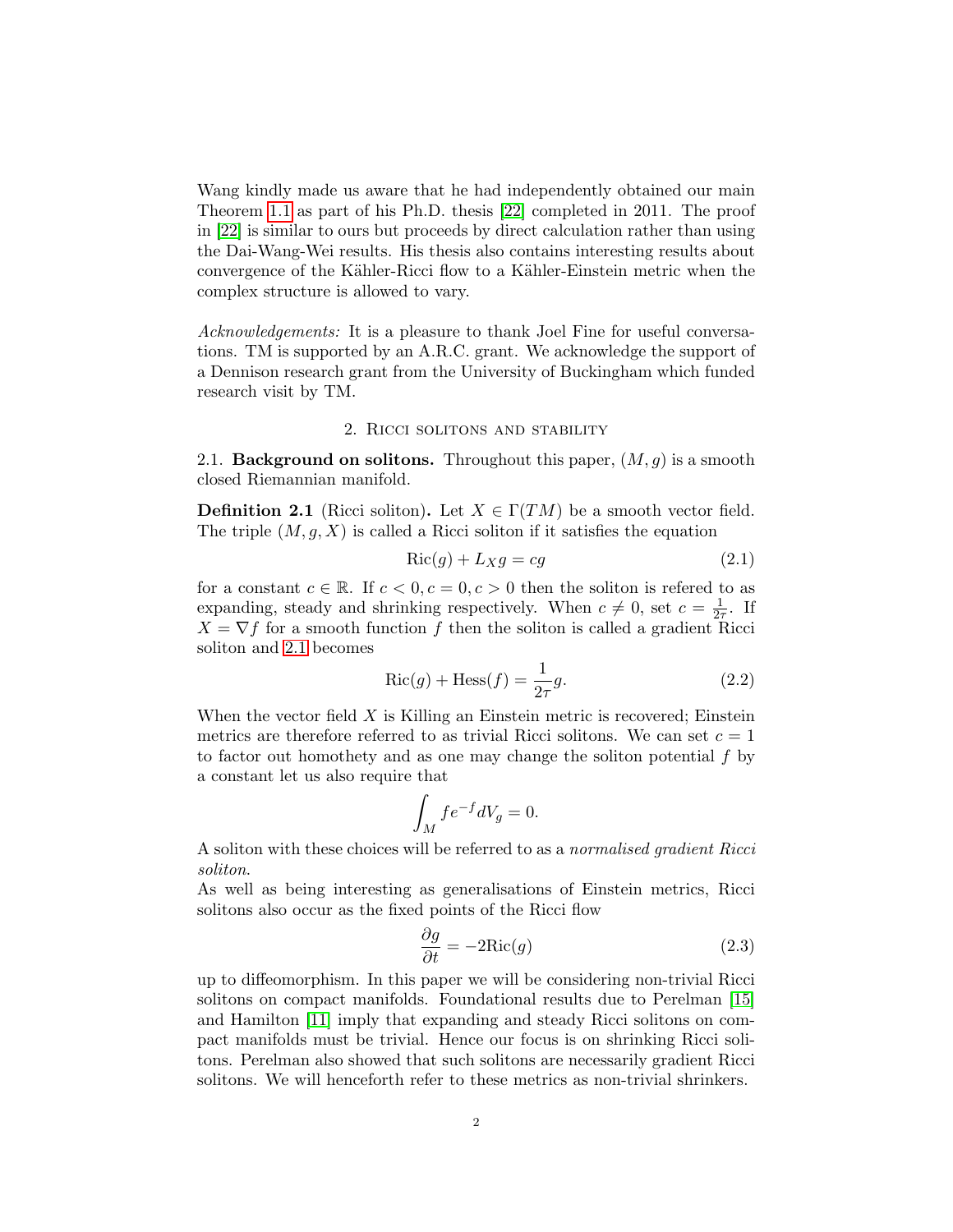Wang kindly made us aware that he had independently obtained our main Theorem 1.1 as part of his Ph.D. thesis [22] completed in 2011. The proof in [22] is similar to ours but proceeds by direct calculation rather than using the Dai-Wang-Wei results. His thesis also contains interesting results about convergence of the Kähler-Ricci flow to a Kähler-Einstein metric when the complex structure is allowed to vary.

*Acknowledgements:* It is a pleasure to thank Joel Fine for useful conversations. TM is supported by an A.R.C. grant. We acknowledge the support of a Dennison research grant from the University of Buckingham which funded research visit by TM.

## 2. Ricci solitons and stability

2.1. **Background on solitons.** Throughout this paper, $(M, g)$ is a smooth closed Riemannian manifold.

**Definition 2.1** (Ricci soliton)**.** Let $X \in \Gamma(TM)$ be a smooth vector field. The triple $(M, g, X)$ is called a Ricci soliton if it satisfies the equation

$$\mathrm{Ric}(g) + L_X g = cg \tag{2.1}$$

for a constant $c \in \mathbb{R}$. If $c < 0, c = 0, c > 0$ then the soliton is refered to as expanding, steady and shrinking respectively. When $c \neq 0$, set $c = \frac{1}{2\tau}$. If $X = \nabla f$ for a smooth function $f$ then the soliton is called a gradient Ricci soliton and 2.1 becomes

$$\mathrm{Ric}(g) + \mathrm{Hess}(f) = \frac{1}{2\tau} g. \tag{2.2}$$

When the vector field $X$ is Killing an Einstein metric is recovered; Einstein metrics are therefore referred to as trivial Ricci solitons. We can set $c = 1$ to factor out homothety and as one may change the soliton potential $f$ by a constant let us also require that

$$\int_M f e^{-f} dV_g = 0.$$

A soliton with these choices will be referred to as a *normalised gradient Ricci soliton.*

As well as being interesting as generalisations of Einstein metrics, Ricci solitons also occur as the fixed points of the Ricci flow

$$\frac{\partial g}{\partial t} = -2\mathrm{Ric}(g) \tag{2.3}$$

up to diffeomorphism. In this paper we will be considering non-trivial Ricci solitons on compact manifolds. Foundational results due to Perelman [15] and Hamilton [11] imply that expanding and steady Ricci solitons on compact manifolds must be trivial. Hence our focus is on shrinking Ricci solitons. Perelman also showed that such solitons are necessarily gradient Ricci solitons. We will henceforth refer to these metrics as non-trivial shrinkers.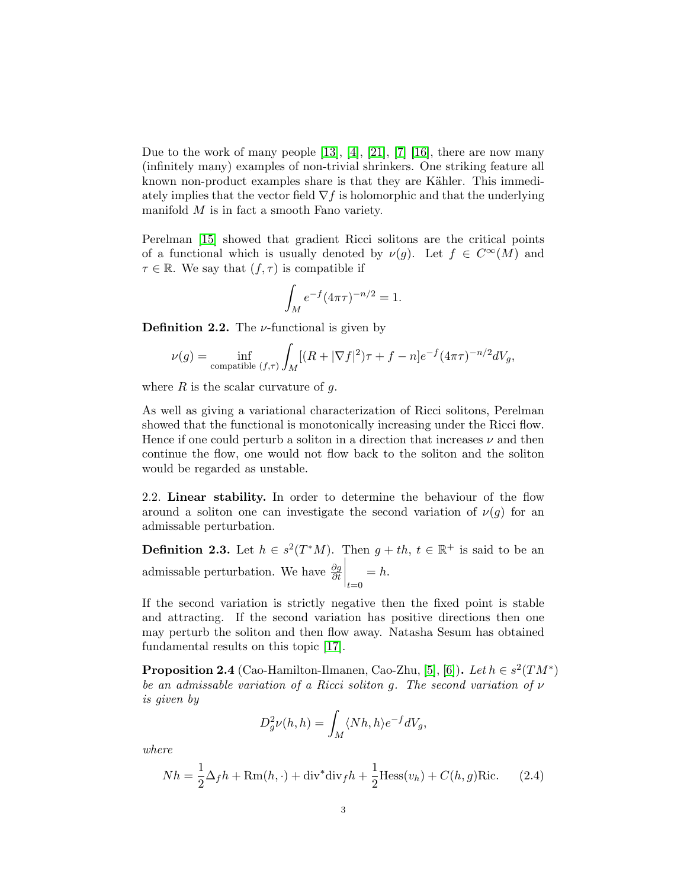Due to the work of many people [13], [4], [21], [7] [16], there are now many (infinitely many) examples of non-trivial shrinkers. One striking feature all known non-product examples share is that they are Kähler. This immediately implies that the vector field $\nabla f$ is holomorphic and that the underlying manifold $M$ is in fact a smooth Fano variety.

Perelman [15] showed that gradient Ricci solitons are the critical points of a functional which is usually denoted by $\nu(g)$. Let $f \in C^\infty(M)$ and $\tau \in \mathbb{R}$. We say that $(f, \tau)$ is compatible if

$$\int_M e^{-f}(4\pi\tau)^{-n/2} = 1.$$

**Definition 2.2.** The $\nu$-functional is given by

$$\nu(g) = \inf_{\text{compatible } (f,\tau)} \int_M [(R + |\nabla f|^2)\tau + f - n]e^{-f}(4\pi\tau)^{-n/2}dV_g,$$

where $R$ is the scalar curvature of $g$.

As well as giving a variational characterization of Ricci solitons, Perelman showed that the functional is monotonically increasing under the Ricci flow. Hence if one could perturb a soliton in a direction that increases $\nu$ and then continue the flow, one would not flow back to the soliton and the soliton would be regarded as unstable.

2.2. **Linear stability.** In order to determine the behaviour of the flow around a soliton one can investigate the second variation of $\nu(g)$ for an admissable perturbation.

**Definition 2.3.** Let $h \in s^2(T^*M)$. Then $g + th$, $t \in \mathbb{R}^+$ is said to be an admissable perturbation. We have $\frac{\partial g}{\partial t}\Big|_{t=0} = h$.

If the second variation is strictly negative then the fixed point is stable and attracting. If the second variation has positive directions then one may perturb the soliton and then flow away. Natasha Sesum has obtained fundamental results on this topic [17].

**Proposition 2.4** (Cao-Hamilton-Ilmanen, Cao-Zhu, [5], [6])**.** *Let $h \in s^2(TM^*)$ be an admissable variation of a Ricci soliton $g$. The second variation of $\nu$ is given by*

$$D_g^2\nu(h,h) = \int_M \langle Nh, h\rangle e^{-f}dV_g,$$

*where*

$$Nh = \frac{1}{2}\Delta_f h + \mathrm{Rm}(h,\cdot) + \mathrm{div}^*\mathrm{div}_f h + \frac{1}{2}\mathrm{Hess}(v_h) + C(h,g)\mathrm{Ric}. \qquad (2.4)$$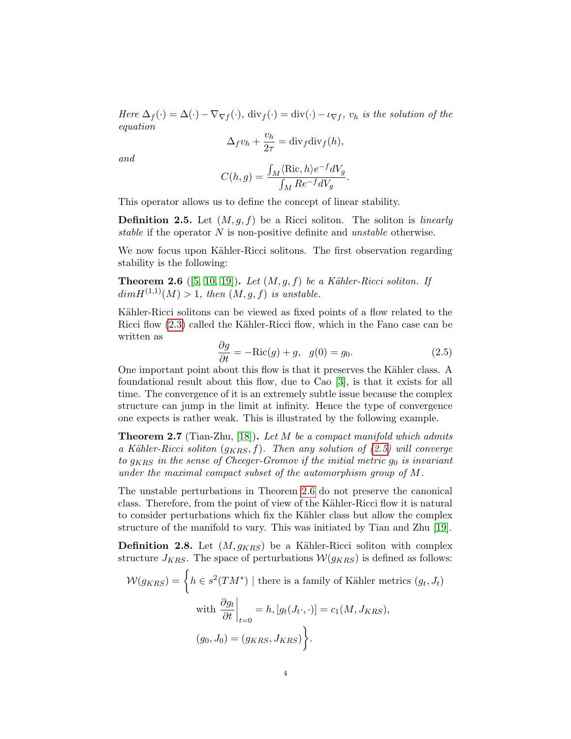*Here* $\Delta_f(\cdot) = \Delta(\cdot) - \nabla_{\nabla f}(\cdot)$, $\mathrm{div}_f(\cdot) = \mathrm{div}(\cdot) - \iota_{\nabla f}$, $v_h$ *is the solution of the equation*

$$\Delta_f v_h + \frac{v_h}{2\tau} = \mathrm{div}_f \mathrm{div}_f(h),$$

*and*

$$C(h,g) = \frac{\int_M \langle \mathrm{Ric}, h\rangle e^{-f} dV_g}{\int_M R e^{-f} dV_g}.$$

This operator allows us to define the concept of linear stability.

**Definition 2.5.** Let $(M, g, f)$ be a Ricci soliton. The soliton is *linearly stable* if the operator $N$ is non-positive definite and *unstable* otherwise.

We now focus upon Kähler-Ricci solitons. The first observation regarding stability is the following:

**Theorem 2.6** ([5, 10, 19])**.** *Let $(M, g, f)$ be a Kähler-Ricci soliton. If $dim H^{(1,1)}(M) > 1$, then $(M, g, f)$ is unstable.*

Kähler-Ricci solitons can be viewed as fixed points of a flow related to the Ricci flow (2.3) called the Kähler-Ricci flow, which in the Fano case can be written as

$$\frac{\partial g}{\partial t} = -\mathrm{Ric}(g) + g, \quad g(0) = g_0. \tag{2.5}$$

One important point about this flow is that it preserves the Kähler class. A foundational result about this flow, due to Cao [3], is that it exists for all time. The convergence of it is an extremely subtle issue because the complex structure can jump in the limit at infinity. Hence the type of convergence one expects is rather weak. This is illustrated by the following example.

**Theorem 2.7** (Tian-Zhu, [18])**.** *Let $M$ be a compact manifold which admits a Kähler-Ricci soliton $(g_{KRS}, f)$. Then any solution of (2.5) will converge to $g_{KRS}$ in the sense of Cheeger-Gromov if the initial metric $g_0$ is invariant under the maximal compact subset of the automorphism group of $M$.*

The unstable perturbations in Theorem 2.6 do not preserve the canonical class. Therefore, from the point of view of the Kähler-Ricci flow it is natural to consider perturbations which fix the Kähler class but allow the complex structure of the manifold to vary. This was initiated by Tian and Zhu [19].

**Definition 2.8.** Let $(M, g_{KRS})$ be a Kähler-Ricci soliton with complex structure $J_{KRS}$. The space of perturbations $\mathcal{W}(g_{KRS})$ is defined as follows:

$$\mathcal{W}(g_{KRS}) = \Bigg\{ h \in s^2(TM^*) \mid \text{there is a family of Kähler metrics } (g_t, J_t) \text{ with } \left.\frac{\partial g_t}{\partial t}\right|_{t=0} = h, [g_t(J_t\cdot,\cdot)] = c_1(M, J_{KRS}), (g_0, J_0) = (g_{KRS}, J_{KRS}) \Bigg\}.$$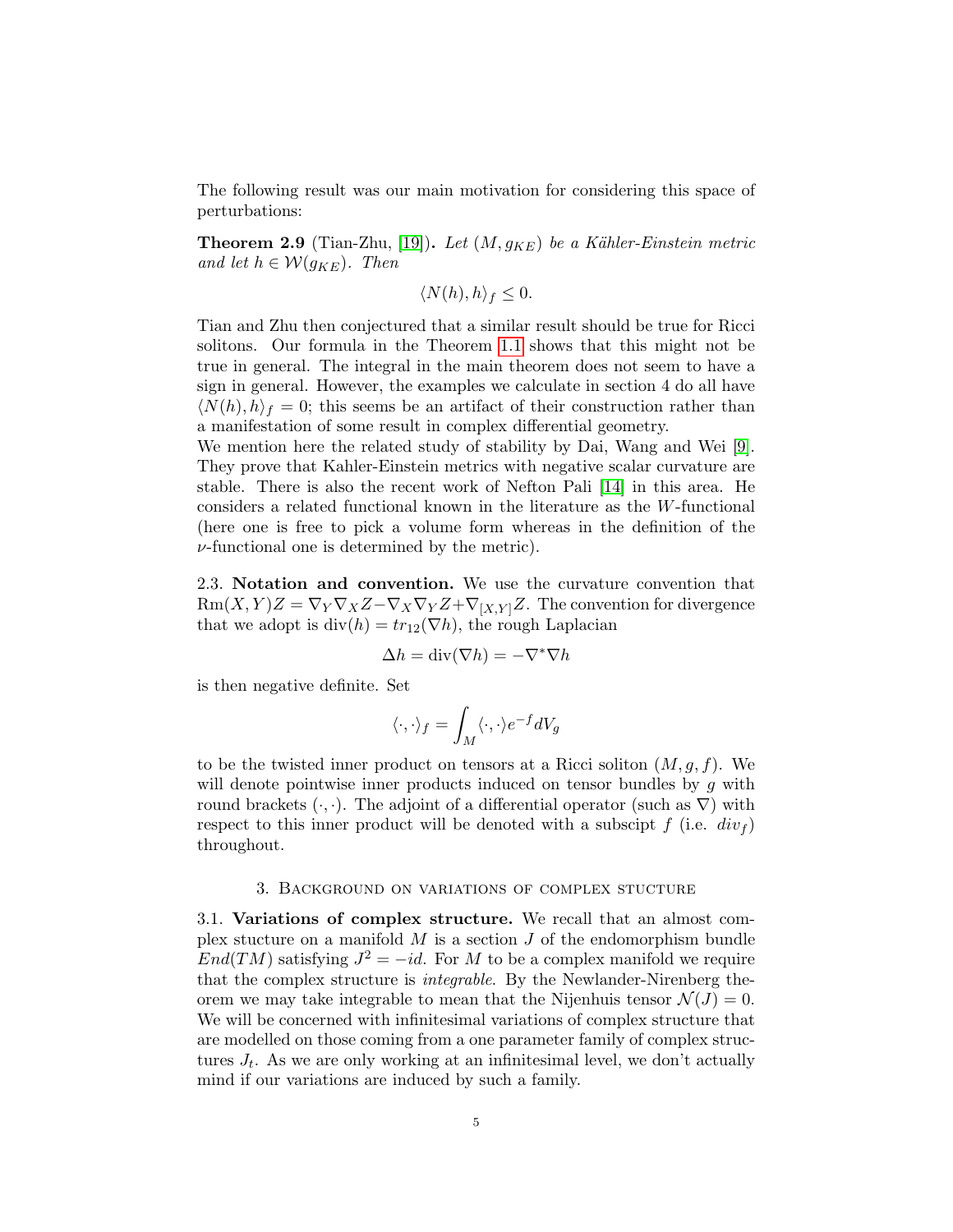The following result was our main motivation for considering this space of perturbations:

**Theorem 2.9** (Tian-Zhu, [19])**.** *Let $(M, g_{KE})$ be a Kähler-Einstein metric and let $h \in \mathcal{W}(g_{KE})$. Then*

$$\langle N(h), h\rangle_f \leq 0.$$

Tian and Zhu then conjectured that a similar result should be true for Ricci solitons. Our formula in the Theorem 1.1 shows that this might not be true in general. The integral in the main theorem does not seem to have a sign in general. However, the examples we calculate in section 4 do all have $\langle N(h), h\rangle_f = 0$; this seems be an artifact of their construction rather than a manifestation of some result in complex differential geometry.
We mention here the related study of stability by Dai, Wang and Wei [9]. They prove that Kahler-Einstein metrics with negative scalar curvature are stable. There is also the recent work of Nefton Pali [14] in this area. He considers a related functional known in the literature as the $W$-functional (here one is free to pick a volume form whereas in the definition of the $\nu$-functional one is determined by the metric).

2.3. **Notation and convention.** We use the curvature convention that $\mathrm{Rm}(X,Y)Z = \nabla_Y\nabla_X Z - \nabla_X\nabla_Y Z + \nabla_{[X,Y]}Z$. The convention for divergence that we adopt is $\mathrm{div}(h) = tr_{12}(\nabla h)$, the rough Laplacian

$$\Delta h = \mathrm{div}(\nabla h) = -\nabla^*\nabla h$$

is then negative definite. Set

$$\langle \cdot,\cdot\rangle_f = \int_M \langle \cdot,\cdot\rangle e^{-f} dV_g$$

to be the twisted inner product on tensors at a Ricci soliton $(M, g, f)$. We will denote pointwise inner products induced on tensor bundles by $g$ with round brackets $(\cdot,\cdot)$. The adjoint of a differential operator (such as $\nabla$) with respect to this inner product will be denoted with a subscipt $f$ (i.e. $div_f$) throughout.

## 3. Background on variations of complex stucture

3.1. **Variations of complex structure.** We recall that an almost complex stucture on a manifold $M$ is a section $J$ of the endomorphism bundle $End(TM)$ satisfying $J^2 = -id$. For $M$ to be a complex manifold we require that the complex structure is *integrable*. By the Newlander-Nirenberg theorem we may take integrable to mean that the Nijenhuis tensor $\mathcal{N}(J) = 0$. We will be concerned with infinitesimal variations of complex structure that are modelled on those coming from a one parameter family of complex structures $J_t$. As we are only working at an infinitesimal level, we don't actually mind if our variations are induced by such a family.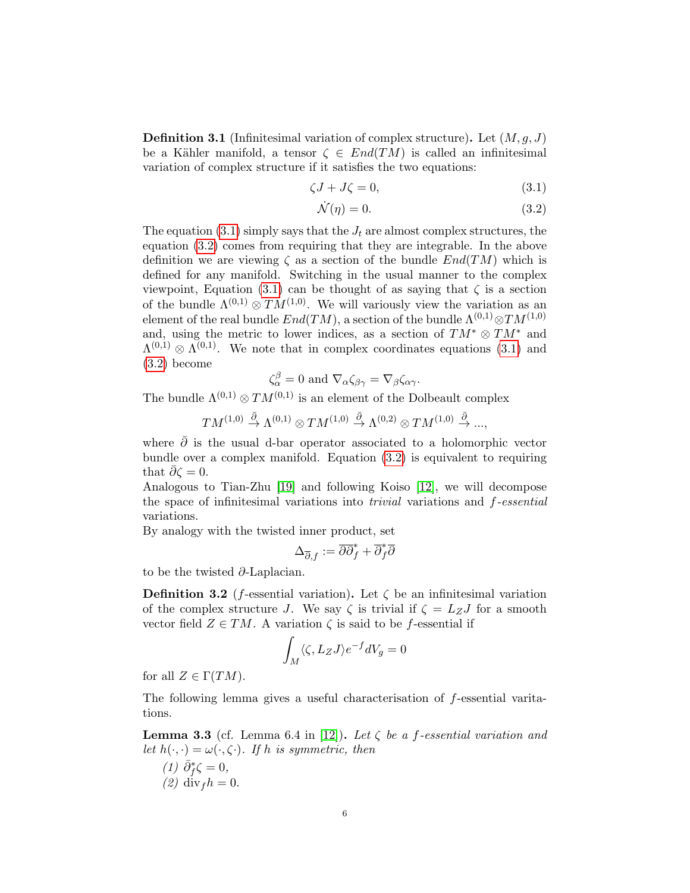**Definition 3.1** (Infinitesimal variation of complex structure)**.** Let $(M, g, J)$ be a Kähler manifold, a tensor $\zeta \in End(TM)$ is called an infinitesimal variation of complex structure if it satisfies the two equations:

$$\zeta J + J\zeta = 0, \tag{3.1}$$

$$\dot{\mathcal{N}}(\eta) = 0. \tag{3.2}$$

The equation (3.1) simply says that the $J_t$ are almost complex structures, the equation (3.2) comes from requiring that they are integrable. In the above definition we are viewing $\zeta$ as a section of the bundle $End(TM)$ which is defined for any manifold. Switching in the usual manner to the complex viewpoint, Equation (3.1) can be thought of as saying that $\zeta$ is a section of the bundle $\Lambda^{(0,1)} \otimes TM^{(1,0)}$. We will variously view the variation as an element of the real bundle $End(TM)$, a section of the bundle $\Lambda^{(0,1)} \otimes TM^{(1,0)}$ and, using the metric to lower indices, as a section of $TM^* \otimes TM^*$ and $\Lambda^{(0,1)} \otimes \Lambda^{(0,1)}$. We note that in complex coordinates equations (3.1) and (3.2) become

$$\zeta^{\beta}_{\alpha} = 0 \text{ and } \nabla_{\alpha}\zeta_{\beta\gamma} = \nabla_{\beta}\zeta_{\alpha\gamma}.$$

The bundle $\Lambda^{(0,1)} \otimes TM^{(0,1)}$ is an element of the Dolbeault complex

$$TM^{(1,0)} \xrightarrow{\bar{\partial}} \Lambda^{(0,1)} \otimes TM^{(1,0)} \xrightarrow{\bar{\partial}} \Lambda^{(0,2)} \otimes TM^{(1,0)} \xrightarrow{\bar{\partial}} \ldots,$$

where $\bar{\partial}$ is the usual d-bar operator associated to a holomorphic vector bundle over a complex manifold. Equation (3.2) is equivalent to requiring that $\bar{\partial}\zeta = 0$.

Analogous to Tian-Zhu [19] and following Koiso [12], we will decompose the space of infinitesimal variations into *trivial* variations and *f-essential* variations.

By analogy with the twisted inner product, set

$$\Delta_{\overline{\partial},f} := \overline{\partial}\overline{\partial}^*_f + \overline{\partial}^*_f\overline{\partial}$$

to be the twisted $\partial$-Laplacian.

**Definition 3.2** ($f$-essential variation)**.** Let $\zeta$ be an infinitesimal variation of the complex structure $J$. We say $\zeta$ is trivial if $\zeta = L_Z J$ for a smooth vector field $Z \in TM$. A variation $\zeta$ is said to be $f$-essential if

$$\int_M \langle \zeta, L_Z J \rangle e^{-f} dV_g = 0$$

for all $Z \in \Gamma(TM)$.

The following lemma gives a useful characterisation of $f$-essential varitations.

**Lemma 3.3** (cf. Lemma 6.4 in [12])**.** *Let $\zeta$ be a $f$-essential variation and let $h(\cdot,\cdot) = \omega(\cdot, \zeta\cdot)$. If $h$ is symmetric, then*

*(1) $\bar{\partial}^*_f\zeta = 0$,*

*(2) $\mathrm{div}_f h = 0$.*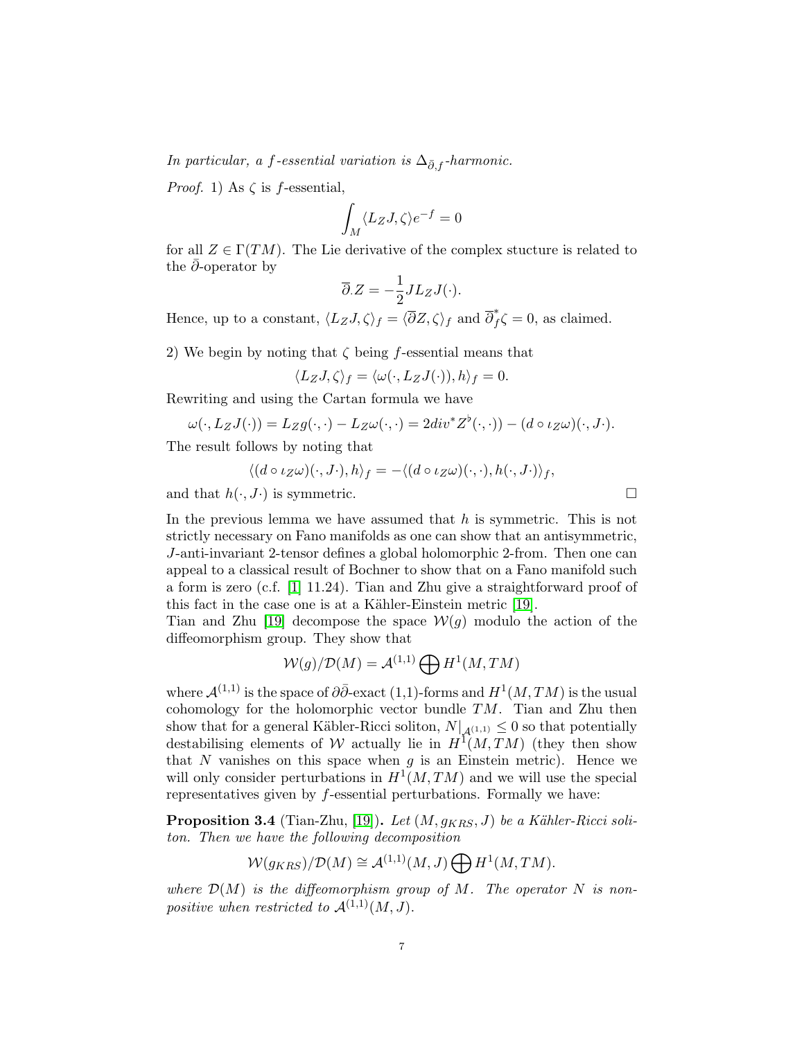*In particular, a $f$-essential variation is $\Delta_{\bar{\partial},f}$-harmonic.*

*Proof.* 1) As $\zeta$ is $f$-essential,

$$\int_M \langle L_Z J, \zeta \rangle e^{-f} = 0$$

for all $Z \in \Gamma(TM)$. The Lie derivative of the complex stucture is related to the $\bar{\partial}$-operator by

$$\overline{\partial}.Z = -\frac{1}{2} J L_Z J(\cdot).$$

Hence, up to a constant, $\langle L_Z J, \zeta \rangle_f = \langle \overline{\partial} Z, \zeta \rangle_f$ and $\overline{\partial}^*_f \zeta = 0$, as claimed.

2) We begin by noting that $\zeta$ being $f$-essential means that

$$\langle L_Z J, \zeta \rangle_f = \langle \omega(\cdot, L_Z J(\cdot)), h \rangle_f = 0.$$

Rewriting and using the Cartan formula we have

$$\omega(\cdot, L_Z J(\cdot)) = L_Z g(\cdot,\cdot) - L_Z \omega(\cdot,\cdot) = 2 div^* Z^\flat(\cdot,\cdot)) - (d \circ \iota_Z \omega)(\cdot, J\cdot).$$

The result follows by noting that

$$\langle (d \circ \iota_Z \omega)(\cdot, J\cdot), h \rangle_f = -\langle (d \circ \iota_Z \omega)(\cdot,\cdot), h(\cdot, J\cdot) \rangle_f,$$

and that $h(\cdot, J\cdot)$ is symmetric. $\square$

In the previous lemma we have assumed that $h$ is symmetric. This is not strictly necessary on Fano manifolds as one can show that an antisymmetric, $J$-anti-invariant 2-tensor defines a global holomorphic 2-from. Then one can appeal to a classical result of Bochner to show that on a Fano manifold such a form is zero (c.f. [1] 11.24). Tian and Zhu give a straightforward proof of this fact in the case one is at a Kähler-Einstein metric [19].

Tian and Zhu [19] decompose the space $\mathcal{W}(g)$ modulo the action of the diffeomorphism group. They show that

$$\mathcal{W}(g)/\mathcal{D}(M) = \mathcal{A}^{(1,1)} \bigoplus H^1(M, TM)$$

where $\mathcal{A}^{(1,1)}$ is the space of $\partial\bar{\partial}$-exact (1,1)-forms and $H^1(M, TM)$ is the usual cohomology for the holomorphic vector bundle $TM$. Tian and Zhu then show that for a general Käbler-Ricci soliton, $N|_{\mathcal{A}^{(1,1)}} \leq 0$ so that potentially destabilising elements of $\mathcal{W}$ actually lie in $H^1(M, TM)$ (they then show that $N$ vanishes on this space when $g$ is an Einstein metric). Hence we will only consider perturbations in $H^1(M, TM)$ and we will use the special representatives given by $f$-essential perturbations. Formally we have:

**Proposition 3.4** (Tian-Zhu, [19])**.** *Let $(M, g_{KRS}, J)$ be a Kähler-Ricci soliton. Then we have the following decomposition*

$$\mathcal{W}(g_{KRS})/\mathcal{D}(M) \cong \mathcal{A}^{(1,1)}(M, J) \bigoplus H^1(M, TM).$$

*where $\mathcal{D}(M)$ is the diffeomorphism group of $M$. The operator $N$ is non-positive when restricted to $\mathcal{A}^{(1,1)}(M, J)$.*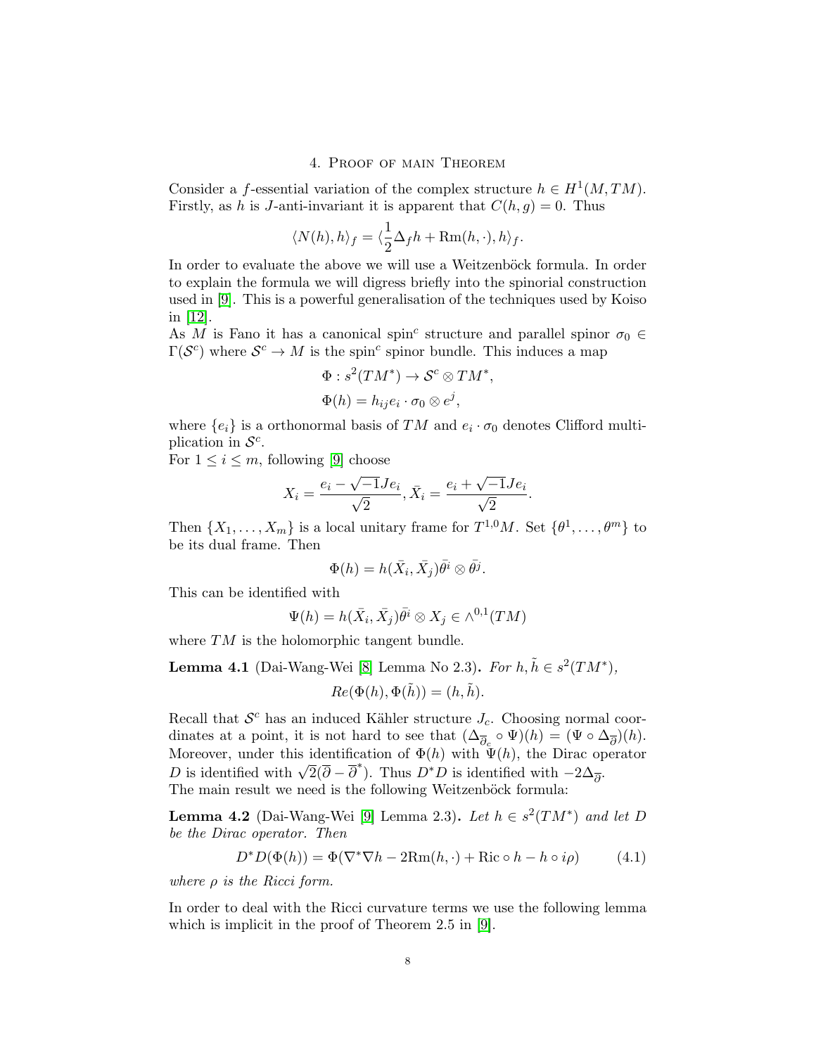## 4. Proof of main Theorem

Consider a $f$-essential variation of the complex structure $h \in H^1(M, TM)$. Firstly, as $h$ is $J$-anti-invariant it is apparent that $C(h, g) = 0$. Thus

$$\langle N(h), h \rangle_f = \langle \frac{1}{2}\Delta_f h + \mathrm{Rm}(h, \cdot), h \rangle_f.$$

In order to evaluate the above we will use a Weitzenböck formula. In order to explain the formula we will digress briefly into the spinorial construction used in [9]. This is a powerful generalisation of the techniques used by Koiso in [12].

As $M$ is Fano it has a canonical spin$^c$ structure and parallel spinor $\sigma_0 \in \Gamma(\mathcal{S}^c)$ where $\mathcal{S}^c \to M$ is the spin$^c$ spinor bundle. This induces a map

$$\Phi : s^2(TM^*) \to \mathcal{S}^c \otimes TM^*,$$
$$\Phi(h) = h_{ij} e_i \cdot \sigma_0 \otimes e^j,$$

where $\{e_i\}$ is a orthonormal basis of $TM$ and $e_i \cdot \sigma_0$ denotes Clifford multiplication in $\mathcal{S}^c$.

For $1 \leq i \leq m$, following [9] choose

$$X_i = \frac{e_i - \sqrt{-1}Je_i}{\sqrt{2}}, \bar{X}_i = \frac{e_i + \sqrt{-1}Je_i}{\sqrt{2}}.$$

Then $\{X_1, \ldots, X_m\}$ is a local unitary frame for $T^{1,0}M$. Set $\{\theta^1, \ldots, \theta^m\}$ to be its dual frame. Then

$$\Phi(h) = h(\bar{X}_i, \bar{X}_j)\bar{\theta^i} \otimes \bar{\theta^j}.$$

This can be identified with

$$\Psi(h) = h(\bar{X}_i, \bar{X}_j)\bar{\theta^i} \otimes X_j \in \wedge^{0,1}(TM)$$

where $TM$ is the holomorphic tangent bundle.

**Lemma 4.1** (Dai-Wang-Wei [8] Lemma No 2.3)**.** *For $h, \tilde{h} \in s^2(TM^*)$,*

$$Re(\Phi(h), \Phi(\tilde{h})) = (h, \tilde{h}).$$

Recall that $\mathcal{S}^c$ has an induced Kähler structure $J_c$. Choosing normal coordinates at a point, it is not hard to see that $(\Delta_{\overline{\partial}_c} \circ \Psi)(h) = (\Psi \circ \Delta_{\overline{\partial}})(h)$. Moreover, under this identification of $\Phi(h)$ with $\Psi(h)$, the Dirac operator $D$ is identified with $\sqrt{2}(\overline{\partial} - \overline{\partial}^*)$. Thus $D^*D$ is identified with $-2\Delta_{\overline{\partial}}$.

The main result we need is the following Weitzenböck formula:

**Lemma 4.2** (Dai-Wang-Wei [9] Lemma 2.3)**.** *Let $h \in s^2(TM^*)$ and let $D$ be the Dirac operator. Then*

$$D^*D(\Phi(h)) = \Phi(\nabla^*\nabla h - 2\mathrm{Rm}(h, \cdot) + \mathrm{Ric} \circ h - h \circ i\rho) \tag{4.1}$$

*where $\rho$ is the Ricci form.*

In order to deal with the Ricci curvature terms we use the following lemma which is implicit in the proof of Theorem 2.5 in [9].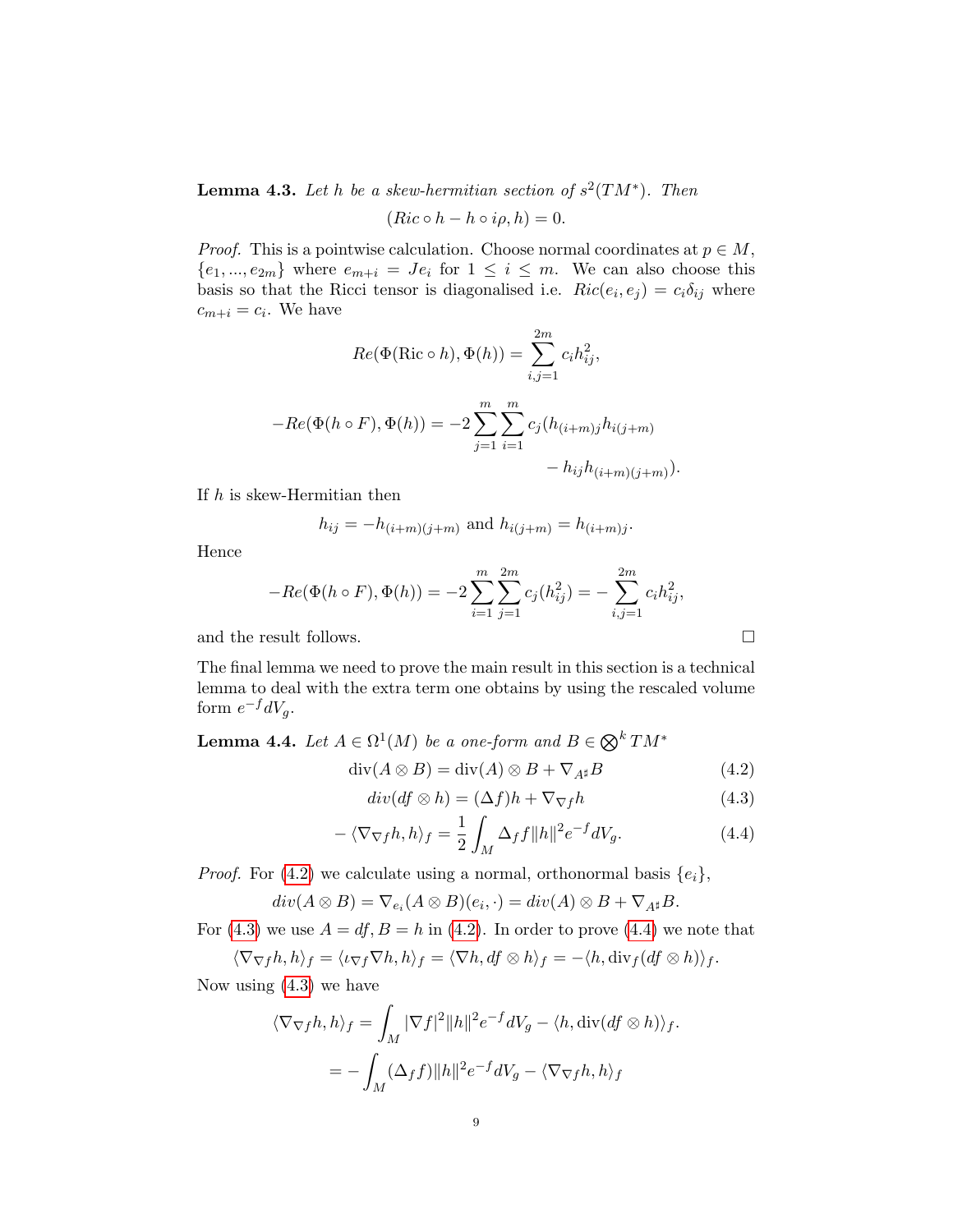**Lemma 4.3.** *Let $h$ be a skew-hermitian section of $s^2(TM^*)$. Then*

$$(Ric \circ h - h \circ i\rho, h) = 0.$$

*Proof.* This is a pointwise calculation. Choose normal coordinates at $p \in M$, $\{e_1, ..., e_{2m}\}$ where $e_{m+i} = Je_i$ for $1 \le i \le m$. We can also choose this basis so that the Ricci tensor is diagonalised i.e. $Ric(e_i, e_j) = c_i \delta_{ij}$ where $c_{m+i} = c_i$. We have

$$Re(\Phi(\mathrm{Ric} \circ h), \Phi(h)) = \sum_{i,j=1}^{2m} c_i h_{ij}^2,$$

$$-Re(\Phi(h \circ F), \Phi(h)) = -2 \sum_{j=1}^{m} \sum_{i=1}^{m} c_j (h_{(i+m)j} h_{i(j+m)} - h_{ij} h_{(i+m)(j+m)}).$$

If $h$ is skew-Hermitian then

$$h_{ij} = -h_{(i+m)(j+m)} \text{ and } h_{i(j+m)} = h_{(i+m)j}.$$

Hence

$$-Re(\Phi(h \circ F), \Phi(h)) = -2 \sum_{i=1}^{m} \sum_{j=1}^{2m} c_j (h_{ij}^2) = -\sum_{i,j=1}^{2m} c_i h_{ij}^2,$$

and the result follows. $\square$

The final lemma we need to prove the main result in this section is a technical lemma to deal with the extra term one obtains by using the rescaled volume form $e^{-f} dV_g$.

**Lemma 4.4.** *Let $A \in \Omega^1(M)$ be a one-form and $B \in \bigotimes^k TM^*$*

$$\mathrm{div}(A \otimes B) = \mathrm{div}(A) \otimes B + \nabla_{A^\sharp} B \tag{4.2}$$

$$div(df \otimes h) = (\Delta f) h + \nabla_{\nabla f} h \tag{4.3}$$

$$-\langle \nabla_{\nabla f} h, h \rangle_f = \frac{1}{2} \int_M \Delta_f f \|h\|^2 e^{-f} dV_g. \tag{4.4}$$

*Proof.* For (4.2) we calculate using a normal, orthonormal basis $\{e_i\}$,

$$div(A \otimes B) = \nabla_{e_i}(A \otimes B)(e_i, \cdot) = div(A) \otimes B + \nabla_{A^\sharp} B.$$

For (4.3) we use $A = df, B = h$ in (4.2). In order to prove (4.4) we note that

$$\langle \nabla_{\nabla f} h, h \rangle_f = \langle \iota_{\nabla f} \nabla h, h \rangle_f = \langle \nabla h, df \otimes h \rangle_f = -\langle h, \mathrm{div}_f(df \otimes h) \rangle_f.$$

Now using (4.3) we have

$$\langle \nabla_{\nabla f} h, h \rangle_f = \int_M |\nabla f|^2 \|h\|^2 e^{-f} dV_g - \langle h, \mathrm{div}(df \otimes h) \rangle_f.$$

$$= -\int_M (\Delta_f f) \|h\|^2 e^{-f} dV_g - \langle \nabla_{\nabla f} h, h \rangle_f$$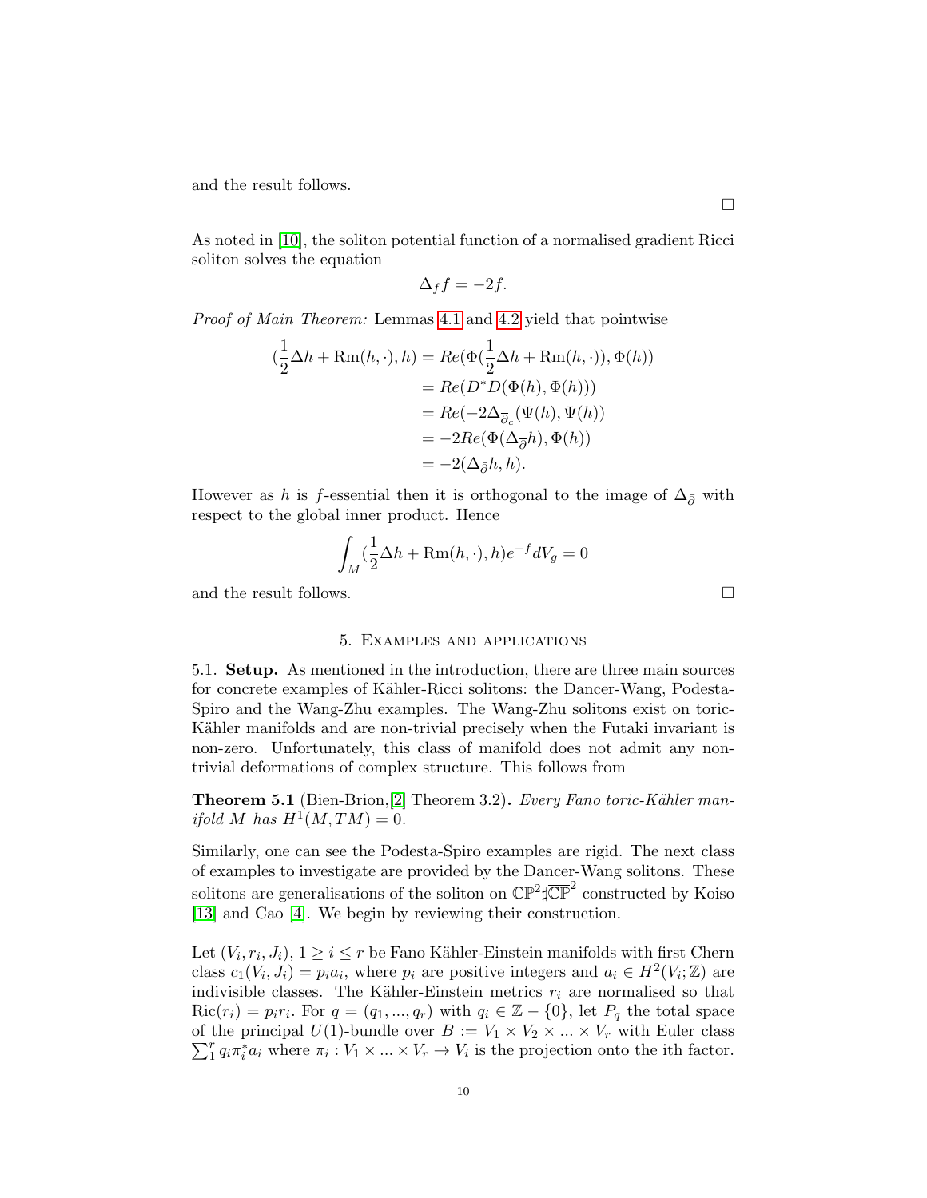and the result follows.

□

As noted in [10], the soliton potential function of a normalised gradient Ricci soliton solves the equation

$$\Delta_f f = -2f.$$

*Proof of Main Theorem:* Lemmas 4.1 and 4.2 yield that pointwise

$$\begin{aligned}
(\frac{1}{2}\Delta h + \mathrm{Rm}(h,\cdot), h) &= Re(\Phi(\frac{1}{2}\Delta h + \mathrm{Rm}(h,\cdot)), \Phi(h)) \\
&= Re(D^*D(\Phi(h), \Phi(h))) \\
&= Re(-2\Delta_{\overline{\partial}_c}(\Psi(h), \Psi(h)) \\
&= -2Re(\Phi(\Delta_{\overline{\partial}} h), \Phi(h)) \\
&= -2(\Delta_{\bar{\partial}} h, h).
\end{aligned}$$

However as $h$ is $f$-essential then it is orthogonal to the image of $\Delta_{\bar{\partial}}$ with respect to the global inner product. Hence

$$\int_M (\frac{1}{2}\Delta h + \mathrm{Rm}(h,\cdot), h) e^{-f} dV_g = 0$$

and the result follows. □

## 5. Examples and applications

5.1. **Setup.** As mentioned in the introduction, there are three main sources for concrete examples of Kähler-Ricci solitons: the Dancer-Wang, Podesta-Spiro and the Wang-Zhu examples. The Wang-Zhu solitons exist on toric-Kähler manifolds and are non-trivial precisely when the Futaki invariant is non-zero. Unfortunately, this class of manifold does not admit any non-trivial deformations of complex structure. This follows from

**Theorem 5.1** (Bien-Brion,[2] Theorem 3.2)**.** *Every Fano toric-Kähler manifold $M$ has $H^1(M, TM) = 0$.*

Similarly, one can see the Podesta-Spiro examples are rigid. The next class of examples to investigate are provided by the Dancer-Wang solitons. These solitons are generalisations of the soliton on $\mathbb{CP}^2 \sharp \overline{\mathbb{CP}}^2$ constructed by Koiso [13] and Cao [4]. We begin by reviewing their construction.

Let $(V_i, r_i, J_i)$, $1 \geq i \leq r$ be Fano Kähler-Einstein manifolds with first Chern class $c_1(V_i, J_i) = p_i a_i$, where $p_i$ are positive integers and $a_i \in H^2(V_i; \mathbb{Z})$ are indivisible classes. The Kähler-Einstein metrics $r_i$ are normalised so that $\mathrm{Ric}(r_i) = p_i r_i$. For $q = (q_1, ..., q_r)$ with $q_i \in \mathbb{Z} - \{0\}$, let $P_q$ the total space of the principal $U(1)$-bundle over $B := V_1 \times V_2 \times ... \times V_r$ with Euler class $\sum_1^r q_i \pi_i^* a_i$ where $\pi_i : V_1 \times ... \times V_r \to V_i$ is the projection onto the ith factor.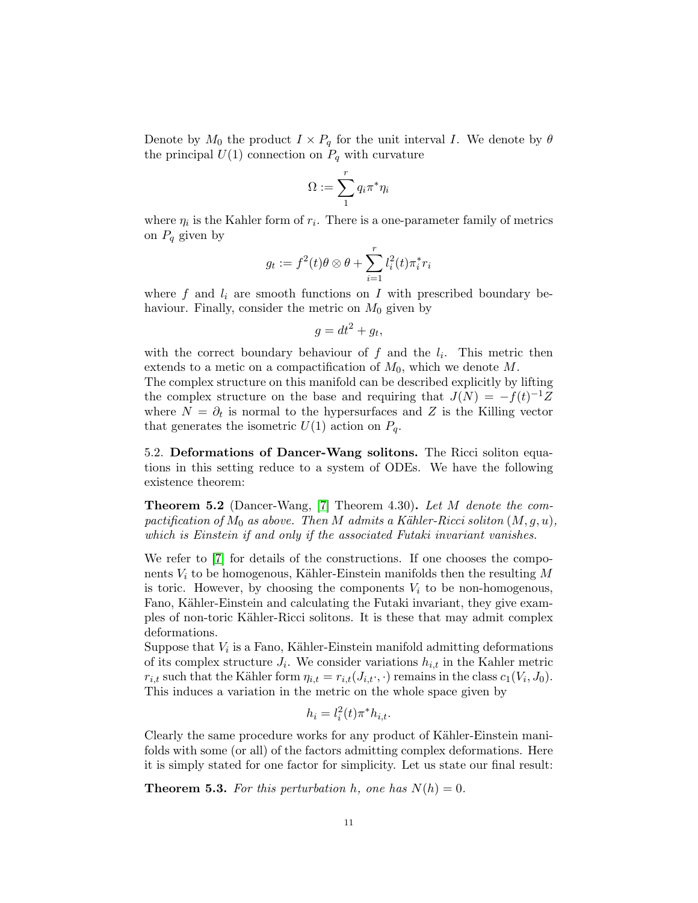Denote by $M_0$ the product $I \times P_q$ for the unit interval $I$. We denote by $\theta$ the principal $U(1)$ connection on $P_q$ with curvature

$$\Omega := \sum_1^r q_i \pi^* \eta_i$$

where $\eta_i$ is the Kahler form of $r_i$. There is a one-parameter family of metrics on $P_q$ given by

$$g_t := f^2(t) \theta \otimes \theta + \sum_{i=1}^r l_i^2(t) \pi_i^* r_i$$

where $f$ and $l_i$ are smooth functions on $I$ with prescribed boundary behaviour. Finally, consider the metric on $M_0$ given by

$$g = dt^2 + g_t,$$

with the correct boundary behaviour of $f$ and the $l_i$. This metric then extends to a metic on a compactification of $M_0$, which we denote $M$.

The complex structure on this manifold can be described explicitly by lifting the complex structure on the base and requiring that $J(N) = -f(t)^{-1} Z$ where $N = \partial_t$ is normal to the hypersurfaces and $Z$ is the Killing vector that generates the isometric $U(1)$ action on $P_q$.

5.2. **Deformations of Dancer-Wang solitons.** The Ricci soliton equations in this setting reduce to a system of ODEs. We have the following existence theorem:

**Theorem 5.2** (Dancer-Wang, [7] Theorem 4.30)**.** *Let $M$ denote the compactification of $M_0$ as above. Then $M$ admits a Kähler-Ricci soliton $(M, g, u)$, which is Einstein if and only if the associated Futaki invariant vanishes.*

We refer to [7] for details of the constructions. If one chooses the components $V_i$ to be homogenous, Kähler-Einstein manifolds then the resulting $M$ is toric. However, by choosing the components $V_i$ to be non-homogenous, Fano, Kähler-Einstein and calculating the Futaki invariant, they give examples of non-toric Kähler-Ricci solitons. It is these that may admit complex deformations.

Suppose that $V_i$ is a Fano, Kähler-Einstein manifold admitting deformations of its complex structure $J_i$. We consider variations $h_{i,t}$ in the Kahler metric $r_{i,t}$ such that the Kähler form $\eta_{i,t} = r_{i,t}(J_{i,t} \cdot, \cdot)$ remains in the class $c_1(V_i, J_0)$. This induces a variation in the metric on the whole space given by

$$h_i = l_i^2(t) \pi^* h_{i,t}.$$

Clearly the same procedure works for any product of Kähler-Einstein manifolds with some (or all) of the factors admitting complex deformations. Here it is simply stated for one factor for simplicity. Let us state our final result:

**Theorem 5.3.** *For this perturbation $h$, one has $N(h) = 0$.*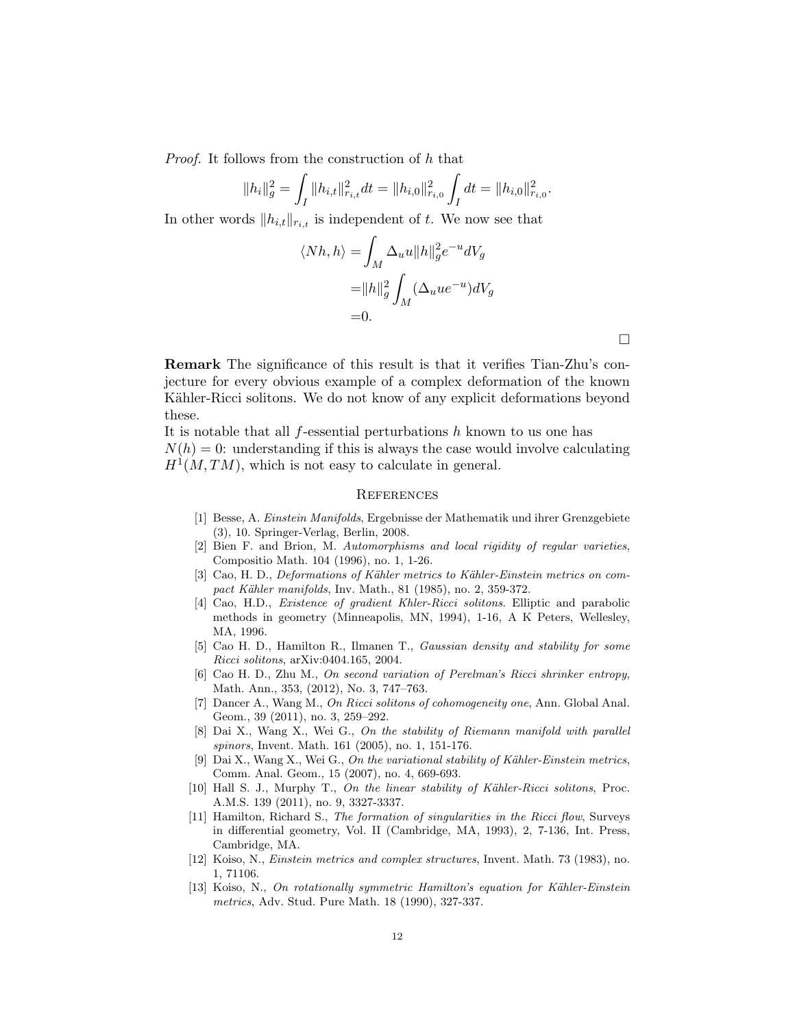*Proof.* It follows from the construction of $h$ that

$$\|h_i\|_g^2 = \int_I \|h_{i,t}\|_{r_{i,t}}^2 dt = \|h_{i,0}\|_{r_{i,0}}^2 \int_I dt = \|h_{i,0}\|_{r_{i,0}}^2.$$

In other words $\|h_{i,t}\|_{r_{i,t}}$ is independent of $t$. We now see that

$$\begin{aligned}
\langle Nh, h\rangle =& \int_M \Delta_u u \|h\|_g^2 e^{-u} dV_g \\
=& \|h\|_g^2 \int_M (\Delta_u u e^{-u}) dV_g \\
=& 0.
\end{aligned}$$

□

**Remark** The significance of this result is that it verifies Tian-Zhu's conjecture for every obvious example of a complex deformation of the known Kähler-Ricci solitons. We do not know of any explicit deformations beyond these.

It is notable that all $f$-essential perturbations $h$ known to us one has $N(h) = 0$: understanding if this is always the case would involve calculating $H^1(M, TM)$, which is not easy to calculate in general.

## References

[1] Besse, A. *Einstein Manifolds*, Ergebnisse der Mathematik und ihrer Grenzgebiete (3), 10. Springer-Verlag, Berlin, 2008.

[2] Bien F. and Brion, M. *Automorphisms and local rigidity of regular varieties*, Compositio Math. 104 (1996), no. 1, 1-26.

[3] Cao, H. D., *Deformations of Kähler metrics to Kähler-Einstein metrics on compact Kähler manifolds*, Inv. Math., 81 (1985), no. 2, 359-372.

[4] Cao, H.D., *Existence of gradient Khler-Ricci solitons*. Elliptic and parabolic methods in geometry (Minneapolis, MN, 1994), 1-16, A K Peters, Wellesley, MA, 1996.

[5] Cao H. D., Hamilton R., Ilmanen T., *Gaussian density and stability for some Ricci solitons*, arXiv:0404.165, 2004.

[6] Cao H. D., Zhu M., *On second variation of Perelman's Ricci shrinker entropy*, Math. Ann., 353, (2012), No. 3, 747–763.

[7] Dancer A., Wang M., *On Ricci solitons of cohomogeneity one*, Ann. Global Anal. Geom., 39 (2011), no. 3, 259–292.

[8] Dai X., Wang X., Wei G., *On the stability of Riemann manifold with parallel spinors*, Invent. Math. 161 (2005), no. 1, 151-176.

[9] Dai X., Wang X., Wei G., *On the variational stability of Kähler-Einstein metrics*, Comm. Anal. Geom., 15 (2007), no. 4, 669-693.

[10] Hall S. J., Murphy T., *On the linear stability of Kähler-Ricci solitons*, Proc. A.M.S. 139 (2011), no. 9, 3327-3337.

[11] Hamilton, Richard S., *The formation of singularities in the Ricci flow*, Surveys in differential geometry, Vol. II (Cambridge, MA, 1993), 2, 7-136, Int. Press, Cambridge, MA.

[12] Koiso, N., *Einstein metrics and complex structures*, Invent. Math. 73 (1983), no. 1, 71106.

[13] Koiso, N., *On rotationally symmetric Hamilton's equation for Kähler-Einstein metrics*, Adv. Stud. Pure Math. 18 (1990), 327-337.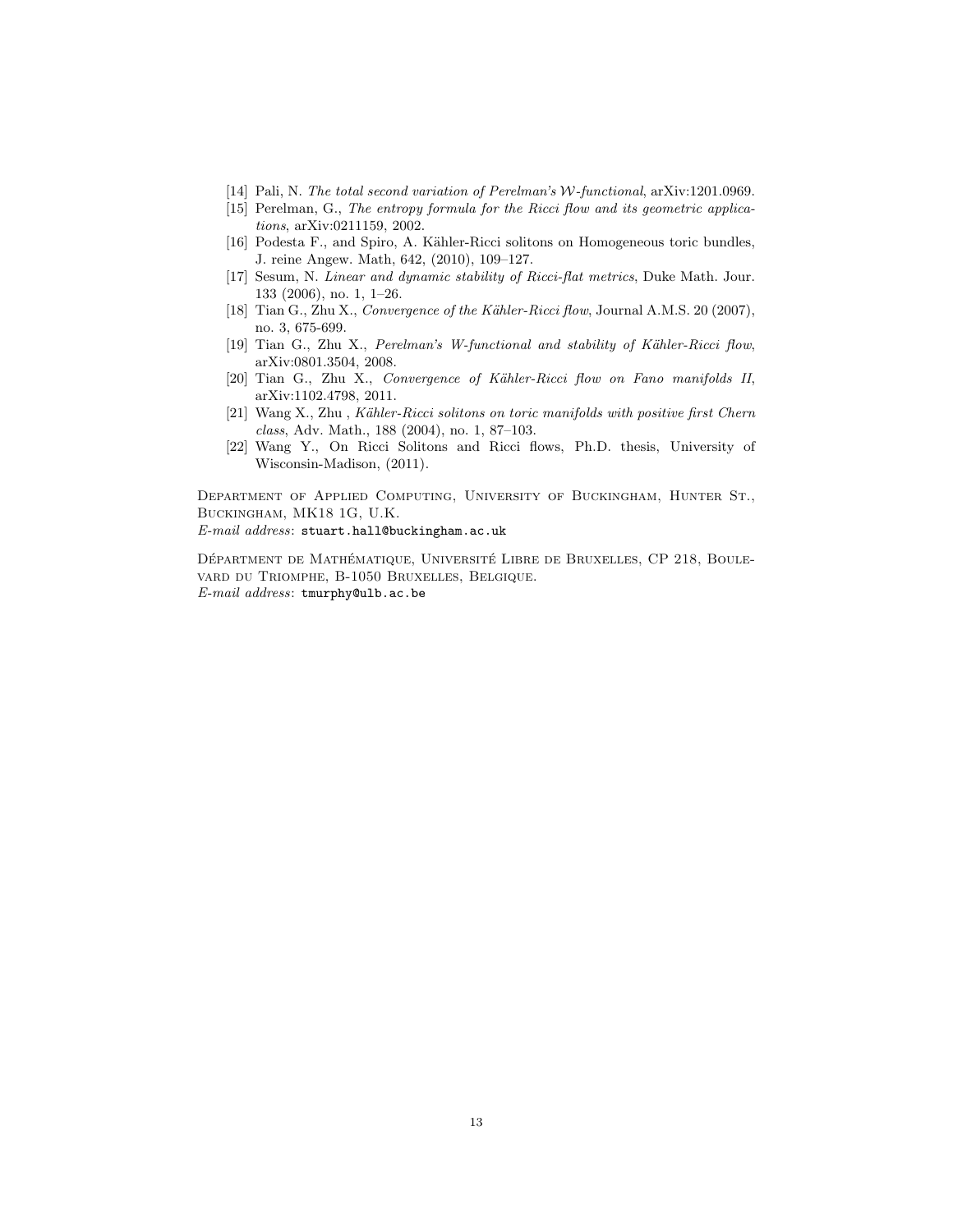[14] Pali, N. *The total second variation of Perelman's $\mathcal{W}$-functional*, arXiv:1201.0969.

[15] Perelman, G., *The entropy formula for the Ricci flow and its geometric applications*, arXiv:0211159, 2002.

[16] Podesta F., and Spiro, A. Kähler-Ricci solitons on Homogeneous toric bundles, J. reine Angew. Math, 642, (2010), 109–127.

[17] Sesum, N. *Linear and dynamic stability of Ricci-flat metrics*, Duke Math. Jour. 133 (2006), no. 1, 1–26.

[18] Tian G., Zhu X., *Convergence of the Kähler-Ricci flow*, Journal A.M.S. 20 (2007), no. 3, 675-699.

[19] Tian G., Zhu X., *Perelman's W-functional and stability of Kähler-Ricci flow*, arXiv:0801.3504, 2008.

[20] Tian G., Zhu X., *Convergence of Kähler-Ricci flow on Fano manifolds II*, arXiv:1102.4798, 2011.

[21] Wang X., Zhu , *Kähler-Ricci solitons on toric manifolds with positive first Chern class*, Adv. Math., 188 (2004), no. 1, 87–103.

[22] Wang Y., On Ricci Solitons and Ricci flows, Ph.D. thesis, University of Wisconsin-Madison, (2011).

Department of Applied Computing, University of Buckingham, Hunter St., Buckingham, MK18 1G, U.K.
*E-mail address*: `stuart.hall@buckingham.ac.uk`

Département de Mathématique, Université Libre de Bruxelles, CP 218, Boulevard du Triomphe, B-1050 Bruxelles, Belgique.
*E-mail address*: `tmurphy@ulb.ac.be`